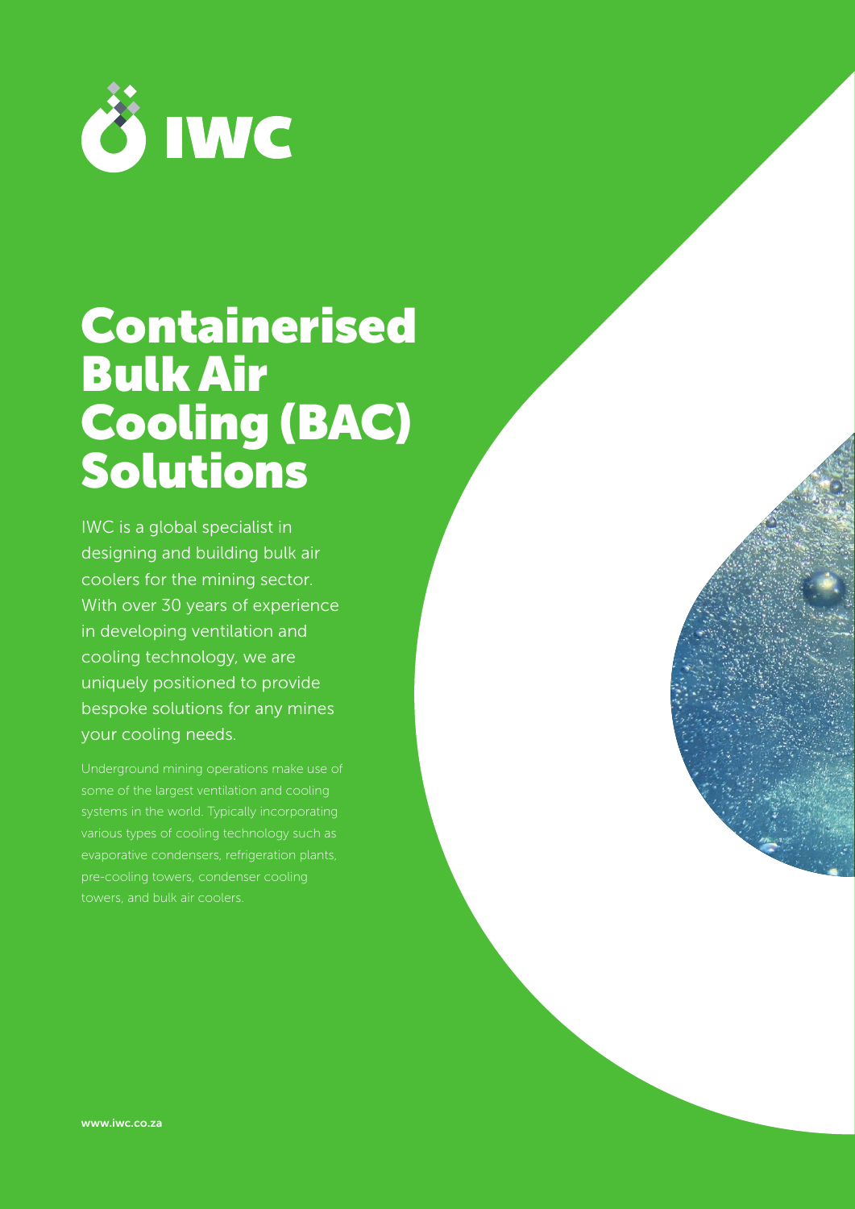IWC

# Containerised Bulk Air Cooling (BAC) Solutions

IWC is a global specialist in designing and building bulk air coolers for the mining sector. With over 30 years of experience in developing ventilation and cooling technology, we are uniquely positioned to provide bespoke solutions for any mines your cooling needs.

Underground mining operations make use of some of the largest ventilation and cooling systems in the world. Typically incorporating various types of cooling technology such as evaporative condensers, refrigeration plants, pre-cooling towers, condenser cooling towers, and bulk air coolers.

**www.iwc.co.za**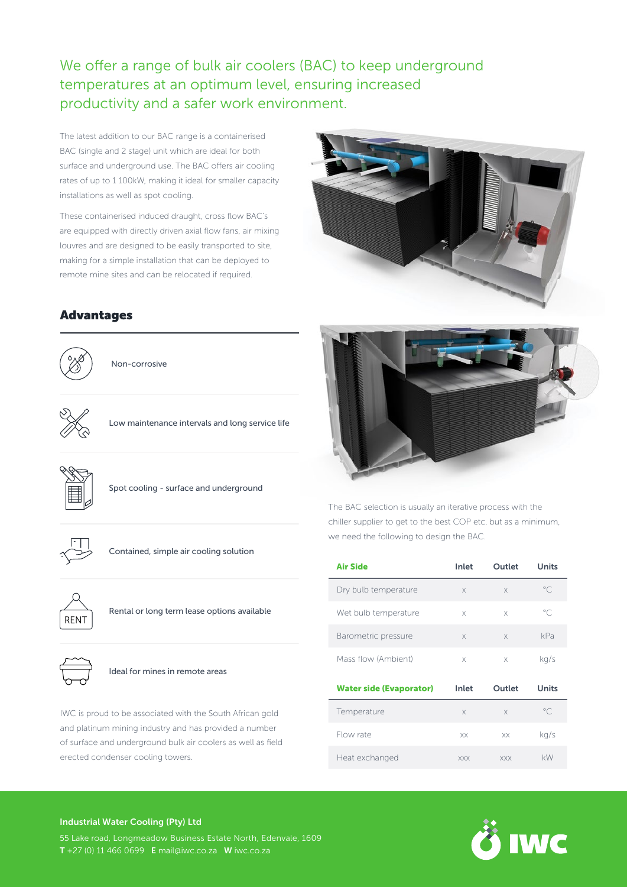# We offer a range of bulk air coolers (BAC) to keep underground temperatures at an optimum level, ensuring increased productivity and a safer work environment.

The latest addition to our BAC range is a containerised BAC (single and 2 stage) unit which are ideal for both surface and underground use. The BAC offers air cooling rates of up to 1 100kW, making it ideal for smaller capacity installations as well as spot cooling.

These containerised induced draught, cross flow BAC's are equipped with directly driven axial flow fans, air mixing louvres and are designed to be easily transported to site, making for a simple installation that can be deployed to remote mine sites and can be relocated if required.

## Advantages

- Non-corrosive
- Low maintenance intervals and long service life
- Spot cooling - surface and underground
- Contained, simple air cooling solution
- Rental or long term lease options available
- Ideal for mines in remote areas

IWC is proud to be associated with the South African gold and platinum mining industry and has provided a number of surface and underground bulk air coolers as well as field erected condenser cooling towers.

The BAC selection is usually an iterative process with the chiller supplier to get to the best COP etc. but as a minimum, we need the following to design the BAC.

| **Air Side** | Inlet | Outlet | Units |
|---|---|---|---|
| Dry bulb temperature | x | x | °C |
| Wet bulb temperature | x | x | °C |
| Barometric pressure | x | x | kPa |
| Mass flow (Ambient) | x | x | kg/s |
| **Water side (Evaporator)** | **Inlet** | **Outlet** | **Units** |
| Temperature | x | x | °C |
| Flow rate | xx | xx | kg/s |
| Heat exchanged | xxx | xxx | kW |

**Industrial Water Cooling (Pty) Ltd**

55 Lake road, Longmeadow Business Estate North, Edenvale, 1609
**T** +27 (0) 11 466 0699 **E** mail@iwc.co.za **W** iwc.co.za